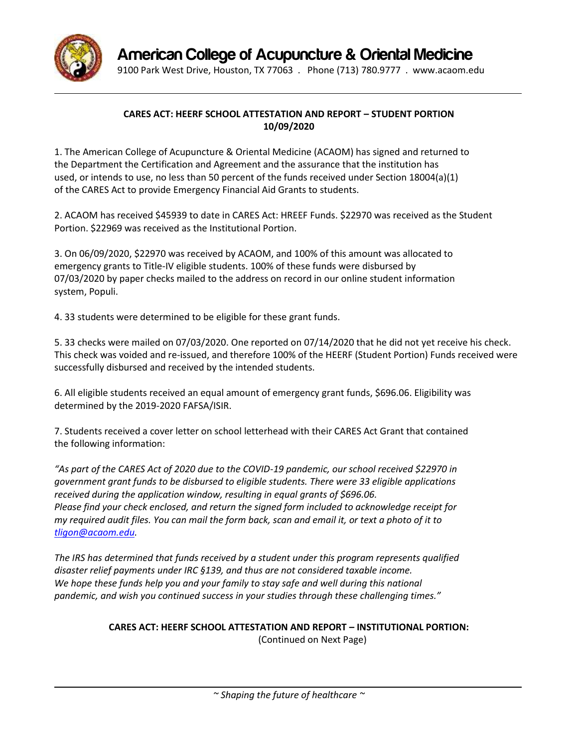# American College of Acupuncture & Oriental Medicine

9100 Park West Drive, Houston, TX 77063 . Phone (713) 780.9777 . www.acaom.edu

**CARES ACT: HEERF SCHOOL ATTESTATION AND REPORT – STUDENT PORTION**
**10/09/2020**

1. The American College of Acupuncture & Oriental Medicine (ACAOM) has signed and returned to the Department the Certification and Agreement and the assurance that the institution has used, or intends to use, no less than 50 percent of the funds received under Section 18004(a)(1) of the CARES Act to provide Emergency Financial Aid Grants to students.

2. ACAOM has received $45939 to date in CARES Act: HREEF Funds. $22970 was received as the Student Portion. $22969 was received as the Institutional Portion.

3. On 06/09/2020, $22970 was received by ACAOM, and 100% of this amount was allocated to emergency grants to Title-IV eligible students. 100% of these funds were disbursed by 07/03/2020 by paper checks mailed to the address on record in our online student information system, Populi.

4. 33 students were determined to be eligible for these grant funds.

5. 33 checks were mailed on 07/03/2020. One reported on 07/14/2020 that he did not yet receive his check. This check was voided and re-issued, and therefore 100% of the HEERF (Student Portion) Funds received were successfully disbursed and received by the intended students.

6. All eligible students received an equal amount of emergency grant funds, $696.06. Eligibility was determined by the 2019-2020 FAFSA/ISIR.

7. Students received a cover letter on school letterhead with their CARES Act Grant that contained the following information:

*"As part of the CARES Act of 2020 due to the COVID-19 pandemic, our school received $22970 in government grant funds to be disbursed to eligible students. There were 33 eligible applications received during the application window, resulting in equal grants of $696.06.*
*Please find your check enclosed, and return the signed form included to acknowledge receipt for my required audit files. You can mail the form back, scan and email it, or text a photo of it to tligon@acaom.edu.*

*The IRS has determined that funds received by a student under this program represents qualified disaster relief payments under IRC §139, and thus are not considered taxable income.*
*We hope these funds help you and your family to stay safe and well during this national pandemic, and wish you continued success in your studies through these challenging times."*

**CARES ACT: HEERF SCHOOL ATTESTATION AND REPORT – INSTITUTIONAL PORTION:**
(Continued on Next Page)

*~ Shaping the future of healthcare ~*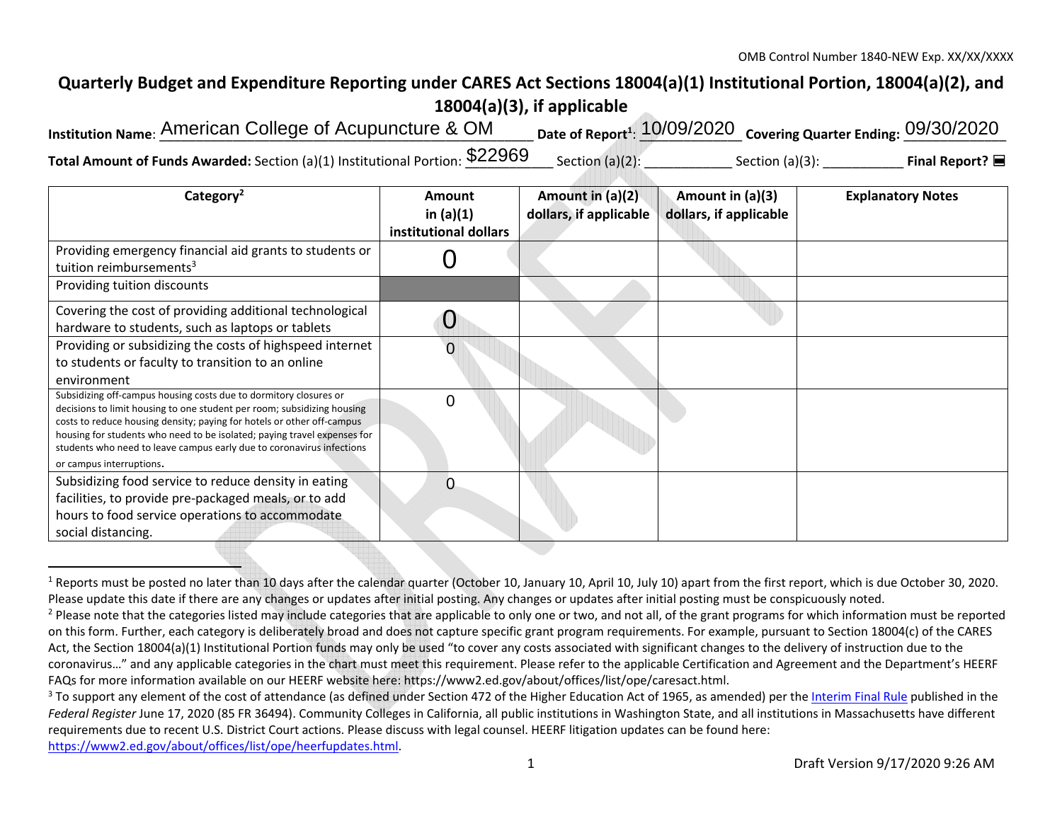OMB Control Number 1840-NEW Exp. XX/XX/XXXX

# Quarterly Budget and Expenditure Reporting under CARES Act Sections 18004(a)(1) Institutional Portion, 18004(a)(2), and 18004(a)(3), if applicable

**Institution Name**: American College of Acupuncture & OM **Date of Report**[1]: 10/09/2020 **Covering Quarter Ending:** 09/30/2020

**Total Amount of Funds Awarded:** Section (a)(1) Institutional Portion: $22969 Section (a)(2): ____________ Section (a)(3): ___________ **Final Report?** ☐

| Category[2] | Amount in (a)(1) institutional dollars | Amount in (a)(2) dollars, if applicable | Amount in (a)(3) dollars, if applicable | Explanatory Notes |
|---|---|---|---|---|
| Providing emergency financial aid grants to students or tuition reimbursements[3] | 0 | | | |
| Providing tuition discounts | | | | |
| Covering the cost of providing additional technological hardware to students, such as laptops or tablets | 0 | | | |
| Providing or subsidizing the costs of highspeed internet to students or faculty to transition to an online environment | 0 | | | |
| Subsidizing off-campus housing costs due to dormitory closures or decisions to limit housing to one student per room; subsidizing housing costs to reduce housing density; paying for hotels or other off-campus housing for students who need to be isolated; paying travel expenses for students who need to leave campus early due to coronavirus infections or campus interruptions. | 0 | | | |
| Subsidizing food service to reduce density in eating facilities, to provide pre-packaged meals, or to add hours to food service operations to accommodate social distancing. | 0 | | | |

---

[1] Reports must be posted no later than 10 days after the calendar quarter (October 10, January 10, April 10, July 10) apart from the first report, which is due October 30, 2020. Please update this date if there are any changes or updates after initial posting. Any changes or updates after initial posting must be conspicuously noted.

[2] Please note that the categories listed may include categories that are applicable to only one or two, and not all, of the grant programs for which information must be reported on this form. Further, each category is deliberately broad and does not capture specific grant program requirements. For example, pursuant to Section 18004(c) of the CARES Act, the Section 18004(a)(1) Institutional Portion funds may only be used "to cover any costs associated with significant changes to the delivery of instruction due to the coronavirus…" and any applicable categories in the chart must meet this requirement. Please refer to the applicable Certification and Agreement and the Department's HEERF FAQs for more information available on our HEERF website here: https://www2.ed.gov/about/offices/list/ope/caresact.html.

[3] To support any element of the cost of attendance (as defined under Section 472 of the Higher Education Act of 1965, as amended) per the Interim Final Rule published in the *Federal Register* June 17, 2020 (85 FR 36494). Community Colleges in California, all public institutions in Washington State, and all institutions in Massachusetts have different requirements due to recent U.S. District Court actions. Please discuss with legal counsel. HEERF litigation updates can be found here: https://www2.ed.gov/about/offices/list/ope/heerfupdates.html.

Draft Version 9/17/2020 9:26 AM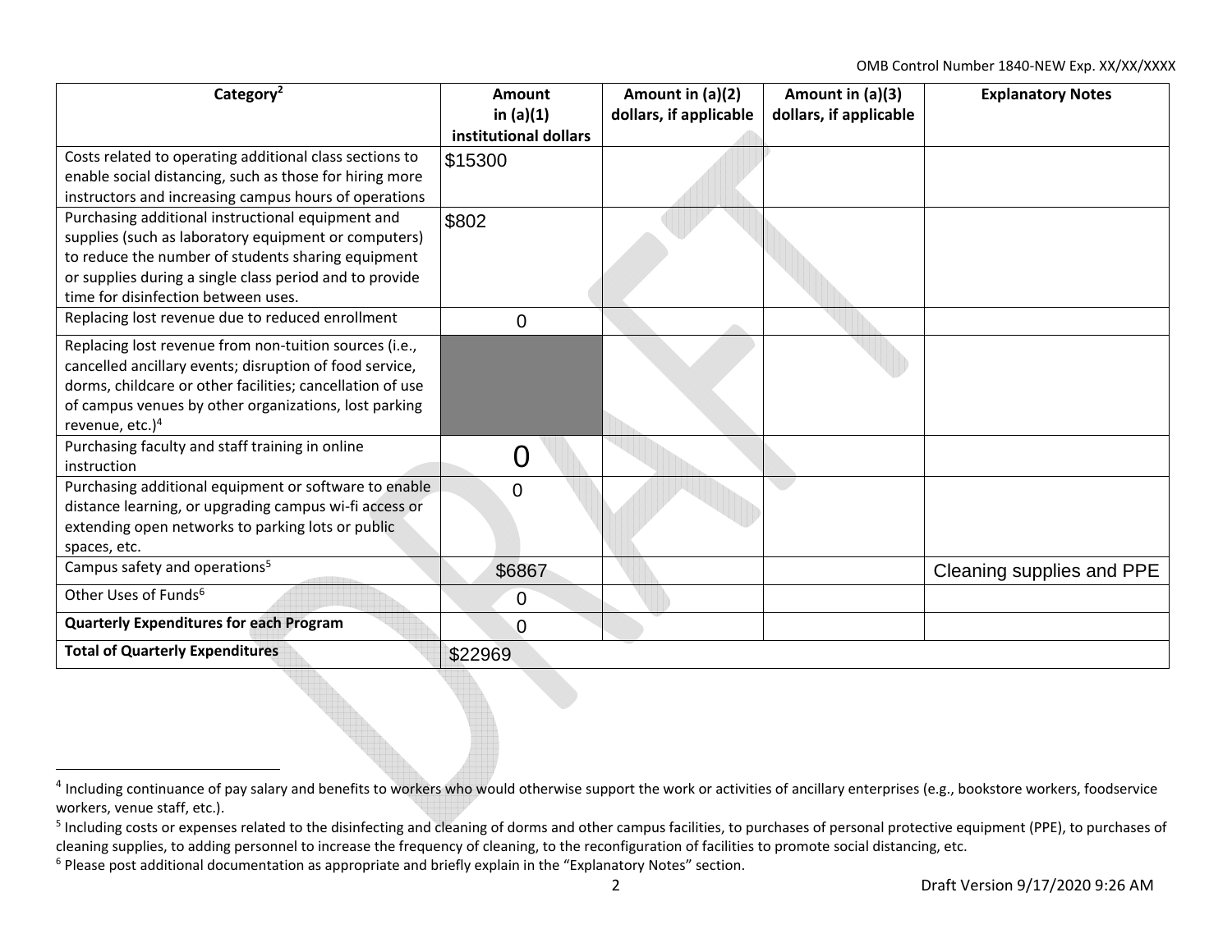| Category[2] | Amount in (a)(1) institutional dollars | Amount in (a)(2) dollars, if applicable | Amount in (a)(3) dollars, if applicable | Explanatory Notes |
|---|---|---|---|---|
| Costs related to operating additional class sections to enable social distancing, such as those for hiring more instructors and increasing campus hours of operations | $15300 | | | |
| Purchasing additional instructional equipment and supplies (such as laboratory equipment or computers) to reduce the number of students sharing equipment or supplies during a single class period and to provide time for disinfection between uses. | $802 | | | |
| Replacing lost revenue due to reduced enrollment | 0 | | | |
| Replacing lost revenue from non-tuition sources (i.e., cancelled ancillary events; disruption of food service, dorms, childcare or other facilities; cancellation of use of campus venues by other organizations, lost parking revenue, etc.)[4] | | | | |
| Purchasing faculty and staff training in online instruction | 0 | | | |
| Purchasing additional equipment or software to enable distance learning, or upgrading campus wi-fi access or extending open networks to parking lots or public spaces, etc. | 0 | | | |
| Campus safety and operations[5] | $6867 | | | Cleaning supplies and PPE |
| Other Uses of Funds[6] | 0 | | | |
| **Quarterly Expenditures for each Program** | 0 | | | |
| **Total of Quarterly Expenditures** | $22969 | | | |

[4] Including continuance of pay salary and benefits to workers who would otherwise support the work or activities of ancillary enterprises (e.g., bookstore workers, foodservice workers, venue staff, etc.).

[5] Including costs or expenses related to the disinfecting and cleaning of dorms and other campus facilities, to purchases of personal protective equipment (PPE), to purchases of cleaning supplies, to adding personnel to increase the frequency of cleaning, to the reconfiguration of facilities to promote social distancing, etc.

[6] Please post additional documentation as appropriate and briefly explain in the "Explanatory Notes" section.